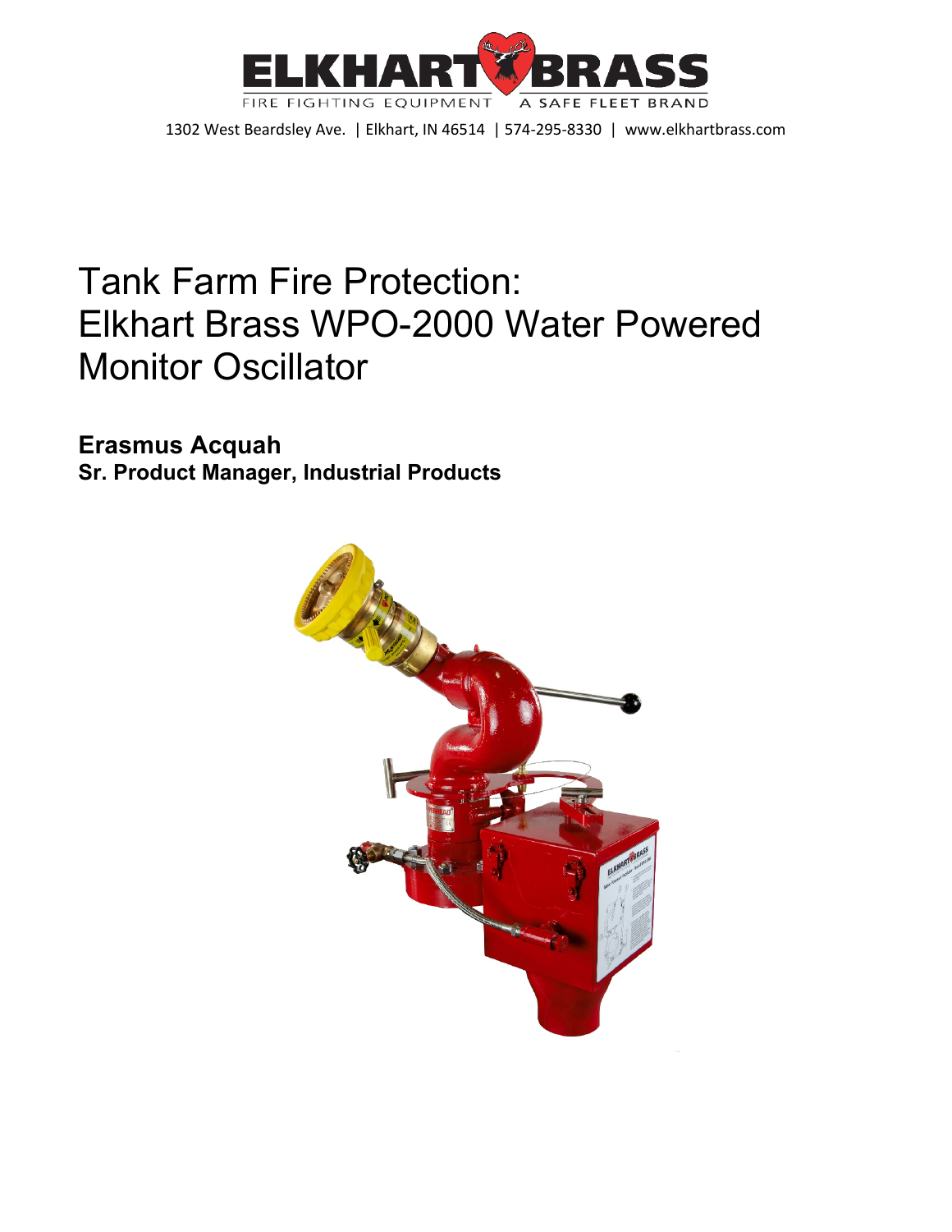ELKHART BRASS

FIRE FIGHTING EQUIPMENT · A SAFE FLEET BRAND

1302 West Beardsley Ave. | Elkhart, IN 46514 | 574-295-8330 | www.elkhartbrass.com

# Tank Farm Fire Protection: Elkhart Brass WPO-2000 Water Powered Monitor Oscillator

**Erasmus Acquah**

**Sr. Product Manager, Industrial Products**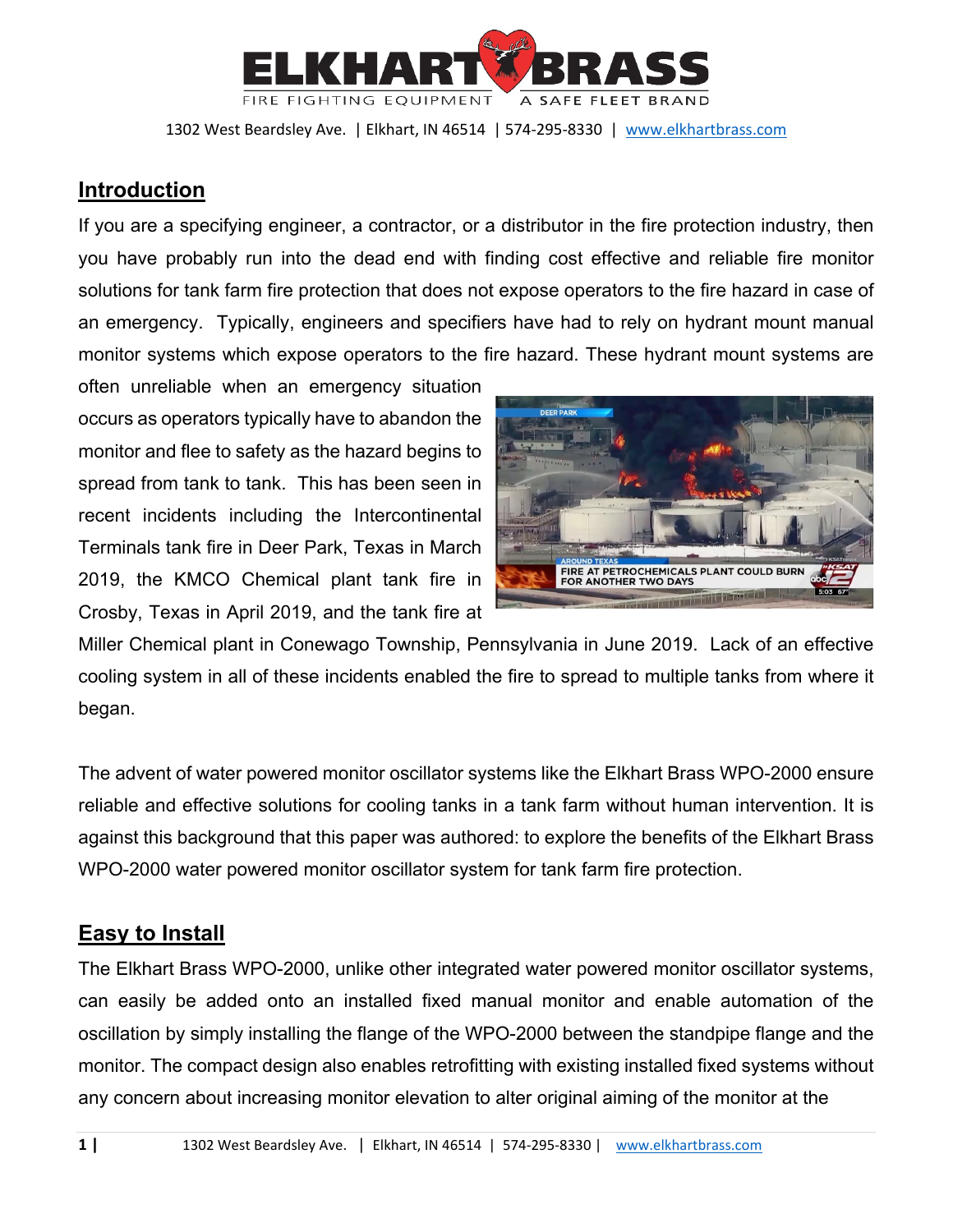## Introduction

If you are a specifying engineer, a contractor, or a distributor in the fire protection industry, then you have probably run into the dead end with finding cost effective and reliable fire monitor solutions for tank farm fire protection that does not expose operators to the fire hazard in case of an emergency. Typically, engineers and specifiers have had to rely on hydrant mount manual monitor systems which expose operators to the fire hazard. These hydrant mount systems are often unreliable when an emergency situation occurs as operators typically have to abandon the monitor and flee to safety as the hazard begins to spread from tank to tank. This has been seen in recent incidents including the Intercontinental Terminals tank fire in Deer Park, Texas in March 2019, the KMCO Chemical plant tank fire in Crosby, Texas in April 2019, and the tank fire at Miller Chemical plant in Conewago Township, Pennsylvania in June 2019. Lack of an effective cooling system in all of these incidents enabled the fire to spread to multiple tanks from where it began.

The advent of water powered monitor oscillator systems like the Elkhart Brass WPO-2000 ensure reliable and effective solutions for cooling tanks in a tank farm without human intervention. It is against this background that this paper was authored: to explore the benefits of the Elkhart Brass WPO-2000 water powered monitor oscillator system for tank farm fire protection.

## Easy to Install

The Elkhart Brass WPO-2000, unlike other integrated water powered monitor oscillator systems, can easily be added onto an installed fixed manual monitor and enable automation of the oscillation by simply installing the flange of the WPO-2000 between the standpipe flange and the monitor. The compact design also enables retrofitting with existing installed fixed systems without any concern about increasing monitor elevation to alter original aiming of the monitor at the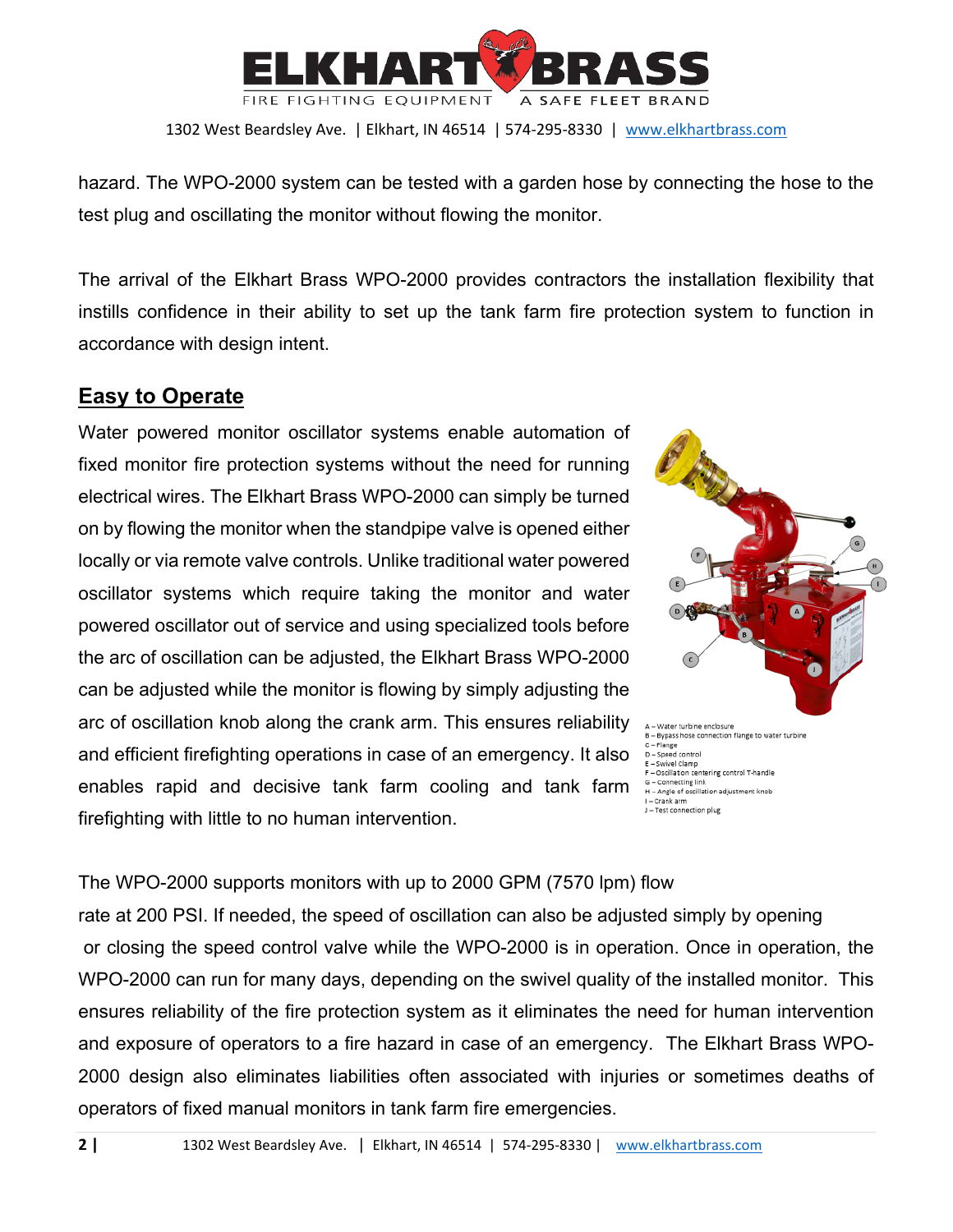hazard. The WPO-2000 system can be tested with a garden hose by connecting the hose to the test plug and oscillating the monitor without flowing the monitor.

The arrival of the Elkhart Brass WPO-2000 provides contractors the installation flexibility that instills confidence in their ability to set up the tank farm fire protection system to function in accordance with design intent.

## Easy to Operate

Water powered monitor oscillator systems enable automation of fixed monitor fire protection systems without the need for running electrical wires. The Elkhart Brass WPO-2000 can simply be turned on by flowing the monitor when the standpipe valve is opened either locally or via remote valve controls. Unlike traditional water powered oscillator systems which require taking the monitor and water powered oscillator out of service and using specialized tools before the arc of oscillation can be adjusted, the Elkhart Brass WPO-2000 can be adjusted while the monitor is flowing by simply adjusting the arc of oscillation knob along the crank arm. This ensures reliability and efficient firefighting operations in case of an emergency. It also enables rapid and decisive tank farm cooling and tank farm firefighting with little to no human intervention.

A – Water turbine enclosure
B – Bypass hose connection flange to water turbine
C – Flange
D – Speed control
E – Swivel clamp
F – Oscillation centering control T-handle
G – Connecting link
H – Angle of oscillation adjustment knob
I – Crank arm
J – Test connection plug

The WPO-2000 supports monitors with up to 2000 GPM (7570 lpm) flow rate at 200 PSI. If needed, the speed of oscillation can also be adjusted simply by opening or closing the speed control valve while the WPO-2000 is in operation. Once in operation, the WPO-2000 can run for many days, depending on the swivel quality of the installed monitor. This ensures reliability of the fire protection system as it eliminates the need for human intervention and exposure of operators to a fire hazard in case of an emergency. The Elkhart Brass WPO-2000 design also eliminates liabilities often associated with injuries or sometimes deaths of operators of fixed manual monitors in tank farm fire emergencies.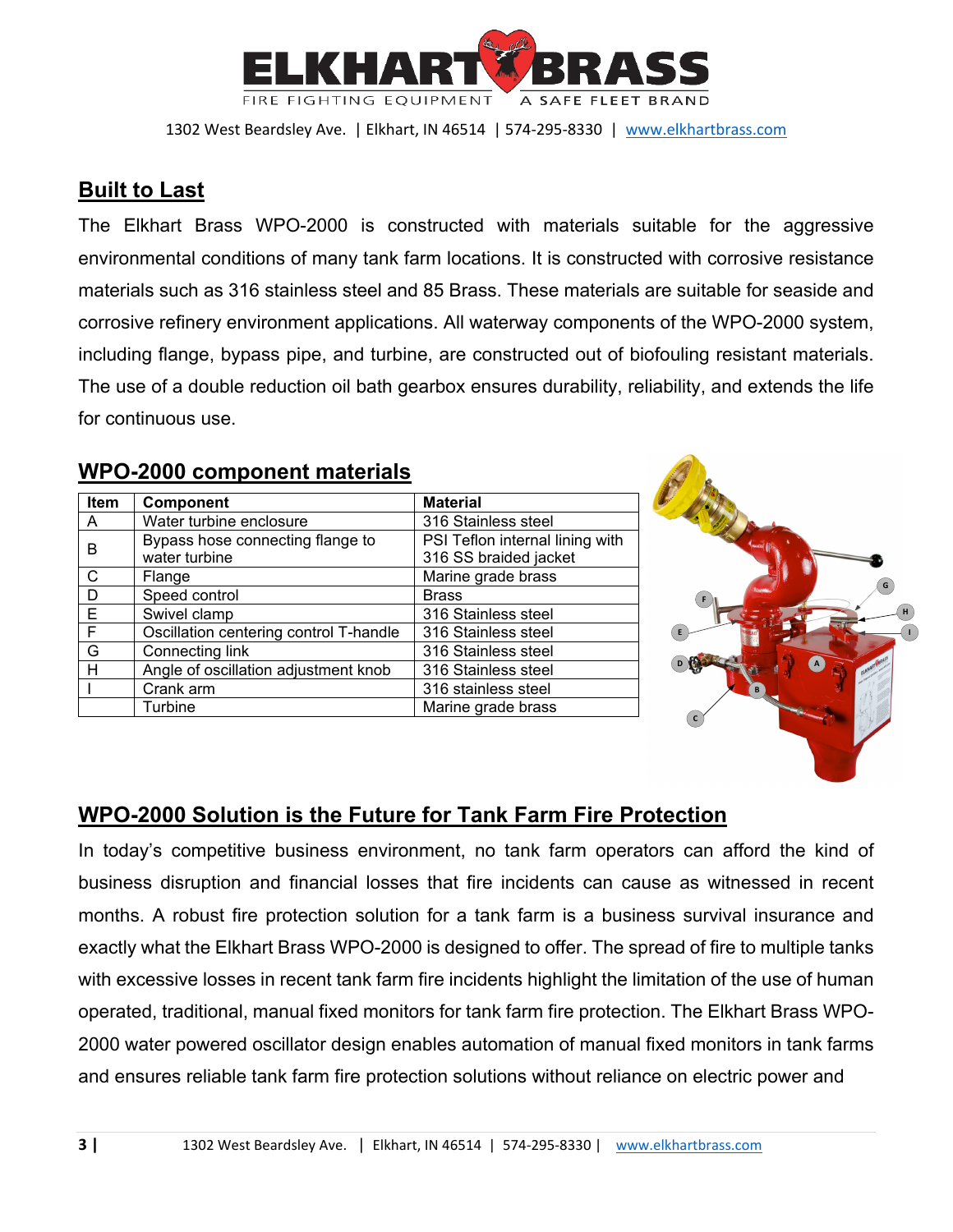## Built to Last

The Elkhart Brass WPO-2000 is constructed with materials suitable for the aggressive environmental conditions of many tank farm locations. It is constructed with corrosive resistance materials such as 316 stainless steel and 85 Brass. These materials are suitable for seaside and corrosive refinery environment applications. All waterway components of the WPO-2000 system, including flange, bypass pipe, and turbine, are constructed out of biofouling resistant materials. The use of a double reduction oil bath gearbox ensures durability, reliability, and extends the life for continuous use.

## WPO-2000 component materials

| Item | Component | Material |
|---|---|---|
| A | Water turbine enclosure | 316 Stainless steel |
| B | Bypass hose connecting flange to water turbine | PSI Teflon internal lining with 316 SS braided jacket |
| C | Flange | Marine grade brass |
| D | Speed control | Brass |
| E | Swivel clamp | 316 Stainless steel |
| F | Oscillation centering control T-handle | 316 Stainless steel |
| G | Connecting link | 316 Stainless steel |
| H | Angle of oscillation adjustment knob | 316 Stainless steel |
| I | Crank arm | 316 stainless steel |
| | Turbine | Marine grade brass |

## WPO-2000 Solution is the Future for Tank Farm Fire Protection

In today's competitive business environment, no tank farm operators can afford the kind of business disruption and financial losses that fire incidents can cause as witnessed in recent months. A robust fire protection solution for a tank farm is a business survival insurance and exactly what the Elkhart Brass WPO-2000 is designed to offer. The spread of fire to multiple tanks with excessive losses in recent tank farm fire incidents highlight the limitation of the use of human operated, traditional, manual fixed monitors for tank farm fire protection. The Elkhart Brass WPO-2000 water powered oscillator design enables automation of manual fixed monitors in tank farms and ensures reliable tank farm fire protection solutions without reliance on electric power and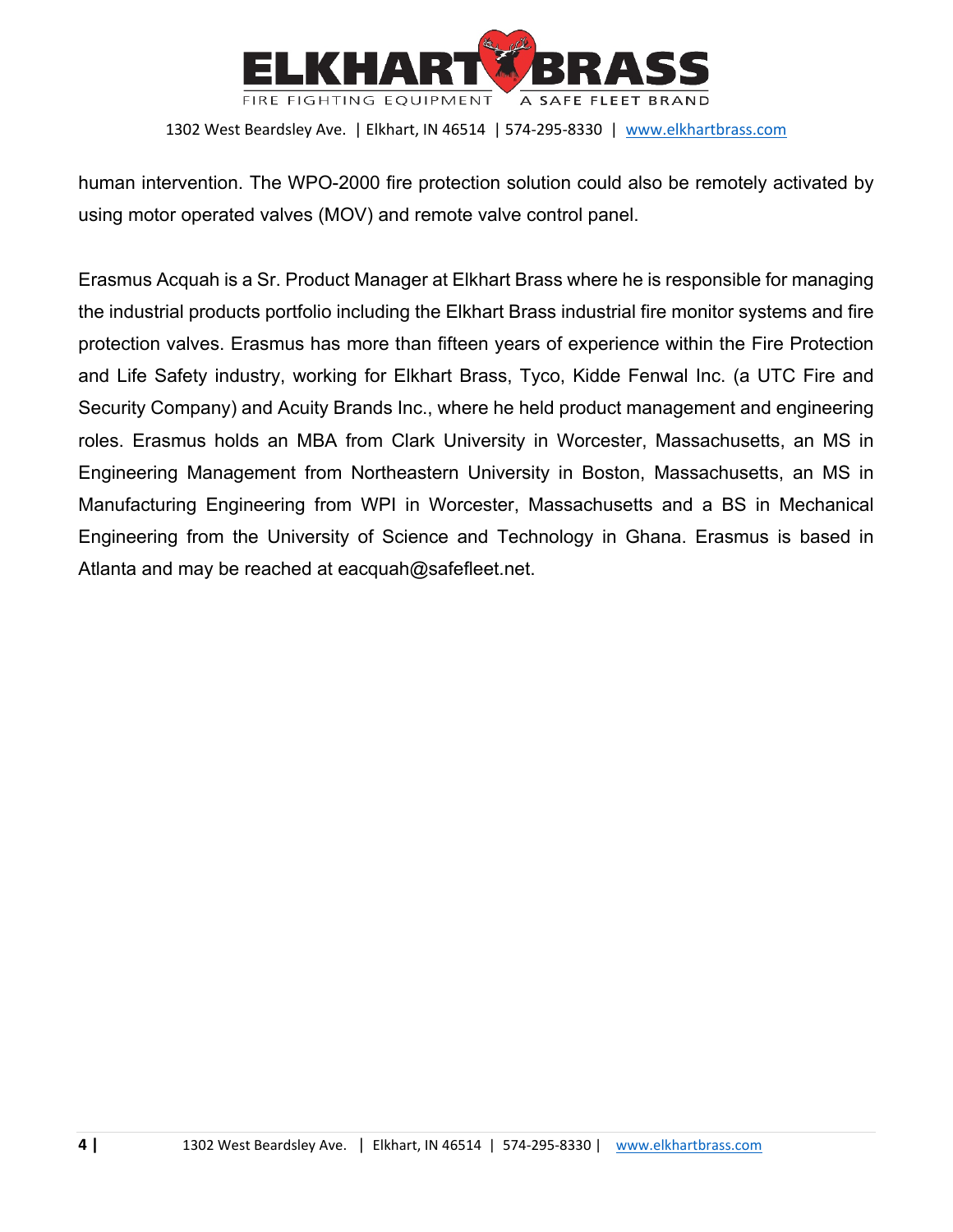human intervention. The WPO-2000 fire protection solution could also be remotely activated by using motor operated valves (MOV) and remote valve control panel.

Erasmus Acquah is a Sr. Product Manager at Elkhart Brass where he is responsible for managing the industrial products portfolio including the Elkhart Brass industrial fire monitor systems and fire protection valves. Erasmus has more than fifteen years of experience within the Fire Protection and Life Safety industry, working for Elkhart Brass, Tyco, Kidde Fenwal Inc. (a UTC Fire and Security Company) and Acuity Brands Inc., where he held product management and engineering roles. Erasmus holds an MBA from Clark University in Worcester, Massachusetts, an MS in Engineering Management from Northeastern University in Boston, Massachusetts, an MS in Manufacturing Engineering from WPI in Worcester, Massachusetts and a BS in Mechanical Engineering from the University of Science and Technology in Ghana. Erasmus is based in Atlanta and may be reached at eacquah@safefleet.net.